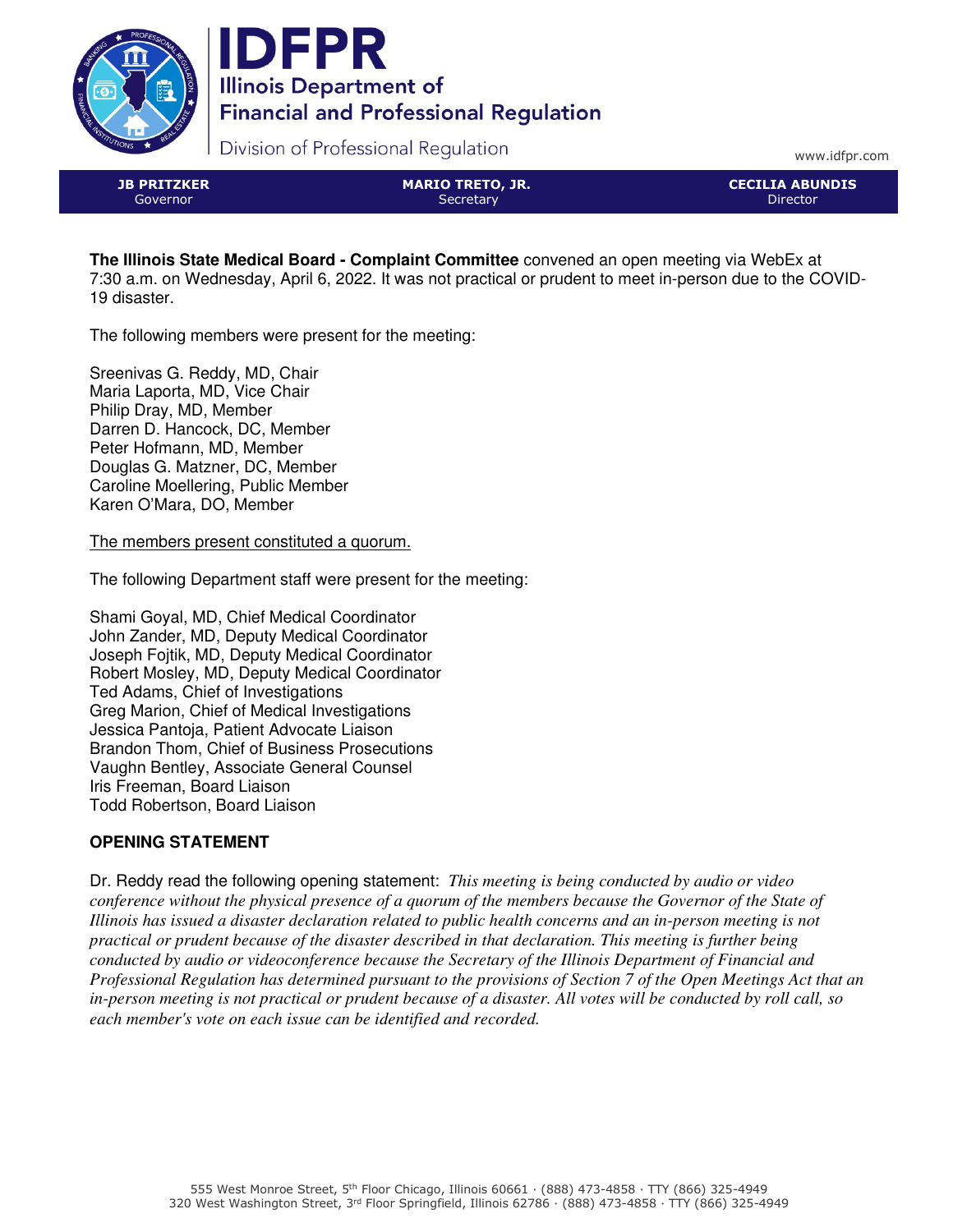# IDFPR

Illinois Department of Financial and Professional Regulation

Division of Professional Regulation

www.idfpr.com

| JB PRITZKER | MARIO TRETO, JR. | CECILIA ABUNDIS |
| --- | --- | --- |
| Governor | Secretary | Director |

**The Illinois State Medical Board - Complaint Committee** convened an open meeting via WebEx at 7:30 a.m. on Wednesday, April 6, 2022. It was not practical or prudent to meet in-person due to the COVID-19 disaster.

The following members were present for the meeting:

Sreenivas G. Reddy, MD, Chair
Maria Laporta, MD, Vice Chair
Philip Dray, MD, Member
Darren D. Hancock, DC, Member
Peter Hofmann, MD, Member
Douglas G. Matzner, DC, Member
Caroline Moellering, Public Member
Karen O'Mara, DO, Member

<u>The members present constituted a quorum.</u>

The following Department staff were present for the meeting:

Shami Goyal, MD, Chief Medical Coordinator
John Zander, MD, Deputy Medical Coordinator
Joseph Fojtik, MD, Deputy Medical Coordinator
Robert Mosley, MD, Deputy Medical Coordinator
Ted Adams, Chief of Investigations
Greg Marion, Chief of Medical Investigations
Jessica Pantoja, Patient Advocate Liaison
Brandon Thom, Chief of Business Prosecutions
Vaughn Bentley, Associate General Counsel
Iris Freeman, Board Liaison
Todd Robertson, Board Liaison

## OPENING STATEMENT

Dr. Reddy read the following opening statement: *This meeting is being conducted by audio or video conference without the physical presence of a quorum of the members because the Governor of the State of Illinois has issued a disaster declaration related to public health concerns and an in-person meeting is not practical or prudent because of the disaster described in that declaration. This meeting is further being conducted by audio or videoconference because the Secretary of the Illinois Department of Financial and Professional Regulation has determined pursuant to the provisions of Section 7 of the Open Meetings Act that an in-person meeting is not practical or prudent because of a disaster. All votes will be conducted by roll call, so each member's vote on each issue can be identified and recorded.*

555 West Monroe Street, 5th Floor Chicago, Illinois 60661 · (888) 473-4858 · TTY (866) 325-4949
320 West Washington Street, 3rd Floor Springfield, Illinois 62786 · (888) 473-4858 · TTY (866) 325-4949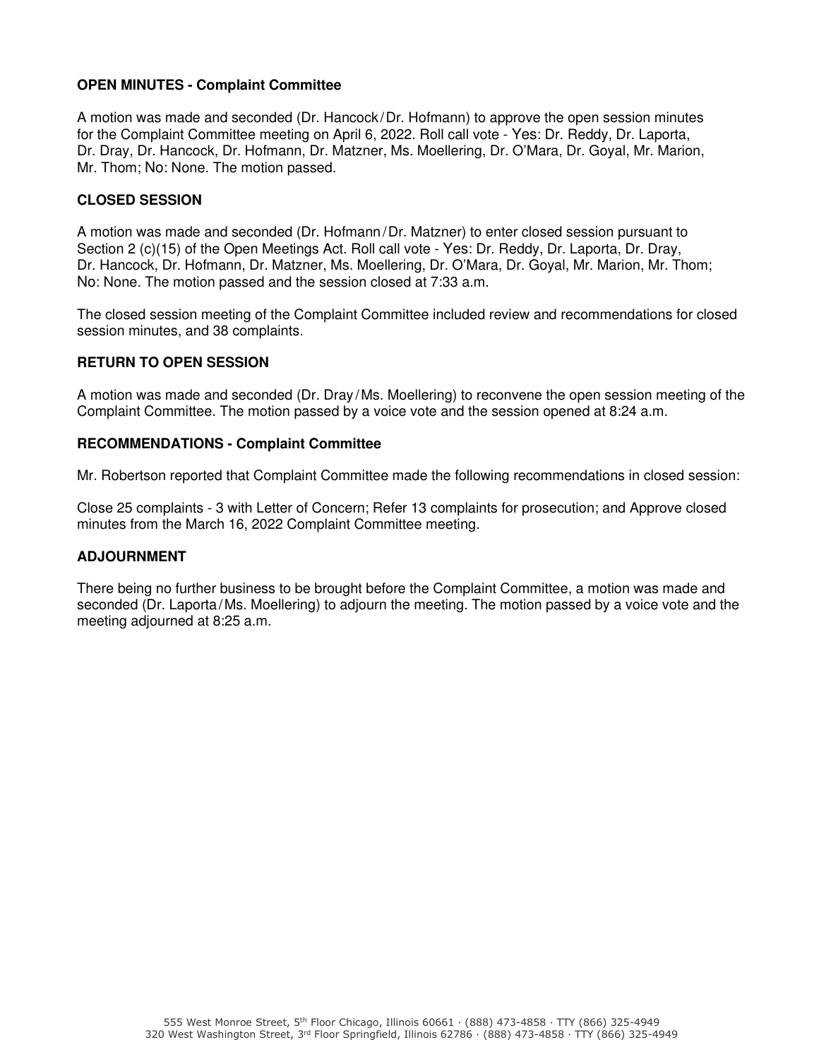### OPEN MINUTES - Complaint Committee

A motion was made and seconded (Dr. Hancock / Dr. Hofmann) to approve the open session minutes for the Complaint Committee meeting on April 6, 2022. Roll call vote - Yes: Dr. Reddy, Dr. Laporta, Dr. Dray, Dr. Hancock, Dr. Hofmann, Dr. Matzner, Ms. Moellering, Dr. O'Mara, Dr. Goyal, Mr. Marion, Mr. Thom; No: None. The motion passed.

### CLOSED SESSION

A motion was made and seconded (Dr. Hofmann / Dr. Matzner) to enter closed session pursuant to Section 2 (c)(15) of the Open Meetings Act. Roll call vote - Yes: Dr. Reddy, Dr. Laporta, Dr. Dray, Dr. Hancock, Dr. Hofmann, Dr. Matzner, Ms. Moellering, Dr. O'Mara, Dr. Goyal, Mr. Marion, Mr. Thom; No: None. The motion passed and the session closed at 7:33 a.m.

The closed session meeting of the Complaint Committee included review and recommendations for closed session minutes, and 38 complaints.

### RETURN TO OPEN SESSION

A motion was made and seconded (Dr. Dray / Ms. Moellering) to reconvene the open session meeting of the Complaint Committee. The motion passed by a voice vote and the session opened at 8:24 a.m.

### RECOMMENDATIONS - Complaint Committee

Mr. Robertson reported that Complaint Committee made the following recommendations in closed session:

Close 25 complaints - 3 with Letter of Concern; Refer 13 complaints for prosecution; and Approve closed minutes from the March 16, 2022 Complaint Committee meeting.

### ADJOURNMENT

There being no further business to be brought before the Complaint Committee, a motion was made and seconded (Dr. Laporta / Ms. Moellering) to adjourn the meeting. The motion passed by a voice vote and the meeting adjourned at 8:25 a.m.

555 West Monroe Street, 5th Floor Chicago, Illinois 60661 · (888) 473-4858 · TTY (866) 325-4949
320 West Washington Street, 3rd Floor Springfield, Illinois 62786 · (888) 473-4858 · TTY (866) 325-4949